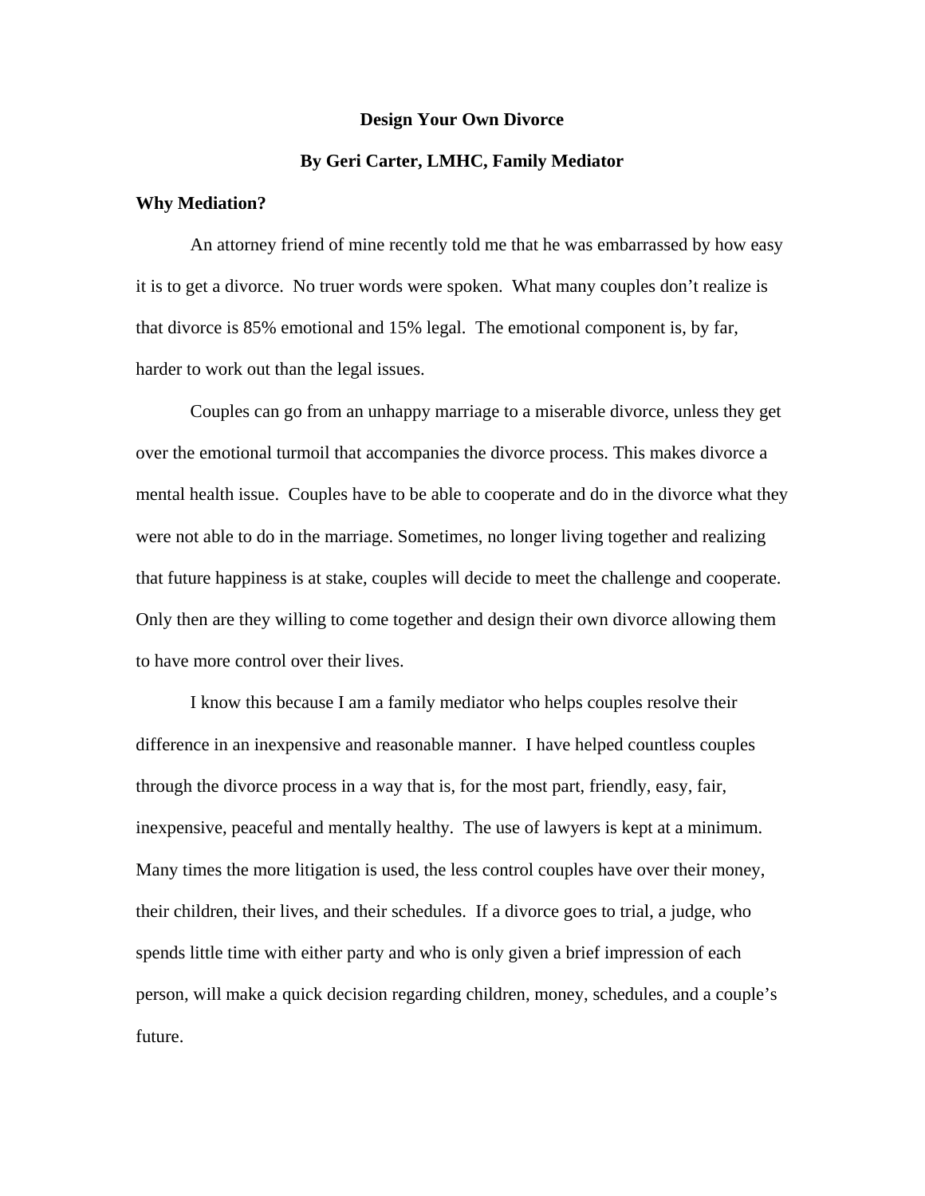# Design Your Own Divorce

## By Geri Carter, LMHC, Family Mediator

### Why Mediation?

An attorney friend of mine recently told me that he was embarrassed by how easy it is to get a divorce. No truer words were spoken. What many couples don't realize is that divorce is 85% emotional and 15% legal. The emotional component is, by far, harder to work out than the legal issues.

Couples can go from an unhappy marriage to a miserable divorce, unless they get over the emotional turmoil that accompanies the divorce process. This makes divorce a mental health issue. Couples have to be able to cooperate and do in the divorce what they were not able to do in the marriage. Sometimes, no longer living together and realizing that future happiness is at stake, couples will decide to meet the challenge and cooperate. Only then are they willing to come together and design their own divorce allowing them to have more control over their lives.

I know this because I am a family mediator who helps couples resolve their difference in an inexpensive and reasonable manner. I have helped countless couples through the divorce process in a way that is, for the most part, friendly, easy, fair, inexpensive, peaceful and mentally healthy. The use of lawyers is kept at a minimum. Many times the more litigation is used, the less control couples have over their money, their children, their lives, and their schedules. If a divorce goes to trial, a judge, who spends little time with either party and who is only given a brief impression of each person, will make a quick decision regarding children, money, schedules, and a couple's future.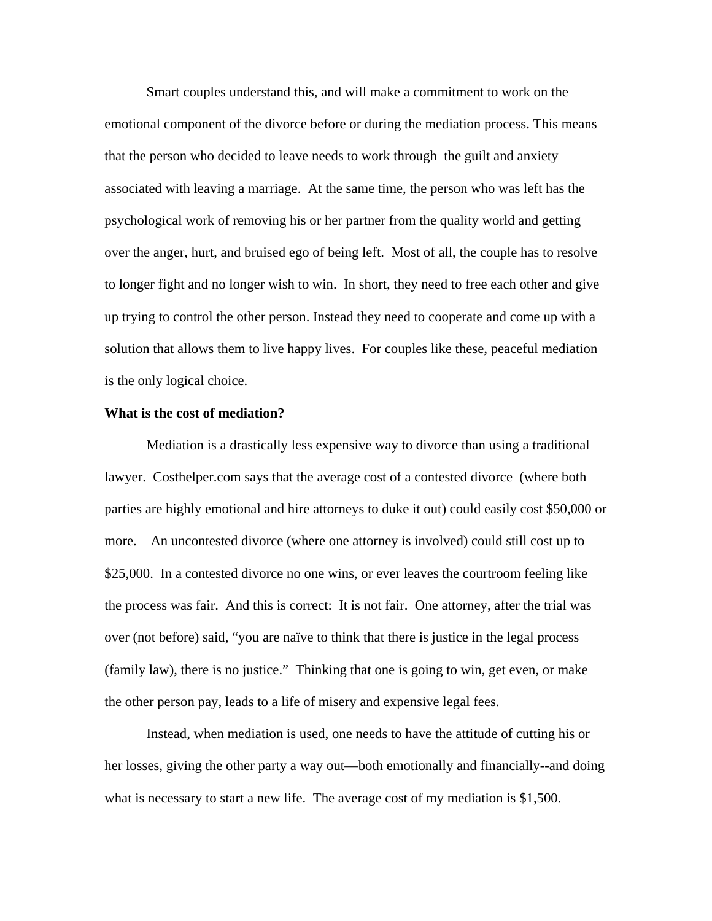Smart couples understand this, and will make a commitment to work on the emotional component of the divorce before or during the mediation process. This means that the person who decided to leave needs to work through the guilt and anxiety associated with leaving a marriage. At the same time, the person who was left has the psychological work of removing his or her partner from the quality world and getting over the anger, hurt, and bruised ego of being left. Most of all, the couple has to resolve to longer fight and no longer wish to win. In short, they need to free each other and give up trying to control the other person. Instead they need to cooperate and come up with a solution that allows them to live happy lives. For couples like these, peaceful mediation is the only logical choice.

**What is the cost of mediation?**

Mediation is a drastically less expensive way to divorce than using a traditional lawyer. Costhelper.com says that the average cost of a contested divorce (where both parties are highly emotional and hire attorneys to duke it out) could easily cost $50,000 or more. An uncontested divorce (where one attorney is involved) could still cost up to $25,000. In a contested divorce no one wins, or ever leaves the courtroom feeling like the process was fair. And this is correct: It is not fair. One attorney, after the trial was over (not before) said, "you are naïve to think that there is justice in the legal process (family law), there is no justice." Thinking that one is going to win, get even, or make the other person pay, leads to a life of misery and expensive legal fees.

Instead, when mediation is used, one needs to have the attitude of cutting his or her losses, giving the other party a way out—both emotionally and financially--and doing what is necessary to start a new life. The average cost of my mediation is $1,500.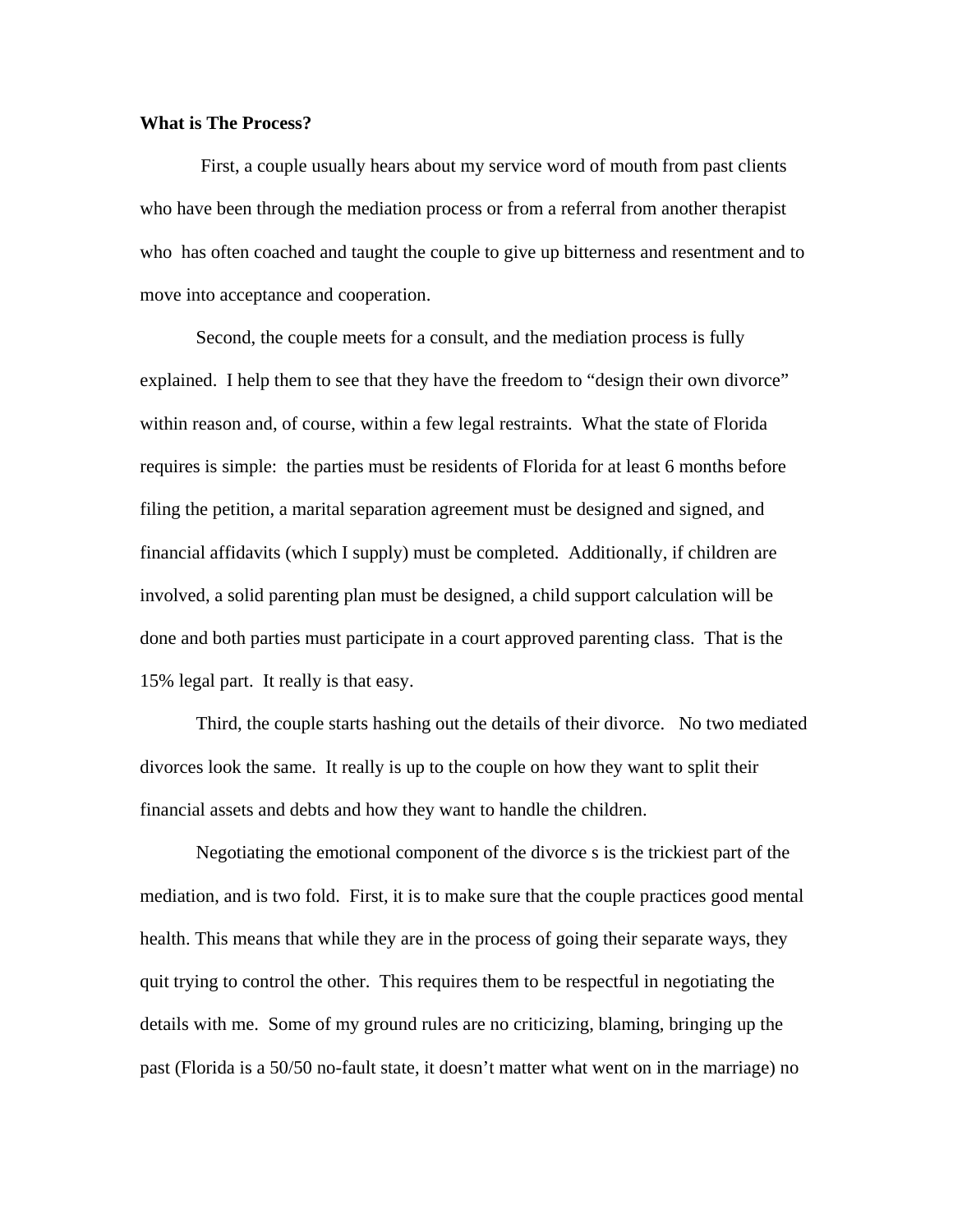**What is The Process?**

First, a couple usually hears about my service word of mouth from past clients who have been through the mediation process or from a referral from another therapist who has often coached and taught the couple to give up bitterness and resentment and to move into acceptance and cooperation.

Second, the couple meets for a consult, and the mediation process is fully explained. I help them to see that they have the freedom to "design their own divorce" within reason and, of course, within a few legal restraints. What the state of Florida requires is simple: the parties must be residents of Florida for at least 6 months before filing the petition, a marital separation agreement must be designed and signed, and financial affidavits (which I supply) must be completed. Additionally, if children are involved, a solid parenting plan must be designed, a child support calculation will be done and both parties must participate in a court approved parenting class. That is the 15% legal part. It really is that easy.

Third, the couple starts hashing out the details of their divorce. No two mediated divorces look the same. It really is up to the couple on how they want to split their financial assets and debts and how they want to handle the children.

Negotiating the emotional component of the divorce s is the trickiest part of the mediation, and is two fold. First, it is to make sure that the couple practices good mental health. This means that while they are in the process of going their separate ways, they quit trying to control the other. This requires them to be respectful in negotiating the details with me. Some of my ground rules are no criticizing, blaming, bringing up the past (Florida is a 50/50 no-fault state, it doesn't matter what went on in the marriage) no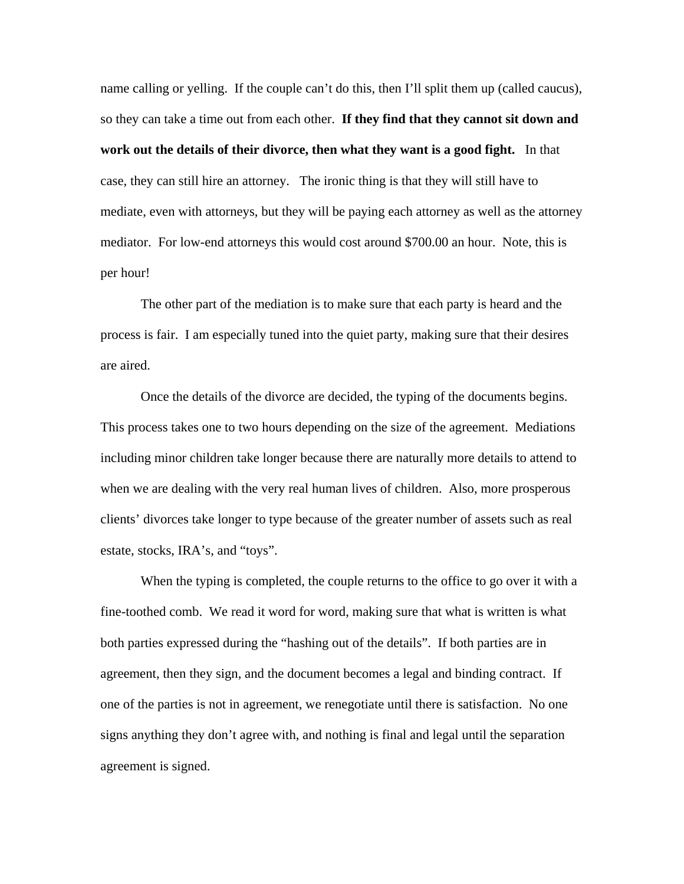name calling or yelling. If the couple can't do this, then I'll split them up (called caucus), so they can take a time out from each other. **If they find that they cannot sit down and work out the details of their divorce, then what they want is a good fight.** In that case, they can still hire an attorney. The ironic thing is that they will still have to mediate, even with attorneys, but they will be paying each attorney as well as the attorney mediator. For low-end attorneys this would cost around $700.00 an hour. Note, this is per hour!

The other part of the mediation is to make sure that each party is heard and the process is fair. I am especially tuned into the quiet party, making sure that their desires are aired.

Once the details of the divorce are decided, the typing of the documents begins. This process takes one to two hours depending on the size of the agreement. Mediations including minor children take longer because there are naturally more details to attend to when we are dealing with the very real human lives of children. Also, more prosperous clients' divorces take longer to type because of the greater number of assets such as real estate, stocks, IRA's, and "toys".

When the typing is completed, the couple returns to the office to go over it with a fine-toothed comb. We read it word for word, making sure that what is written is what both parties expressed during the "hashing out of the details". If both parties are in agreement, then they sign, and the document becomes a legal and binding contract. If one of the parties is not in agreement, we renegotiate until there is satisfaction. No one signs anything they don't agree with, and nothing is final and legal until the separation agreement is signed.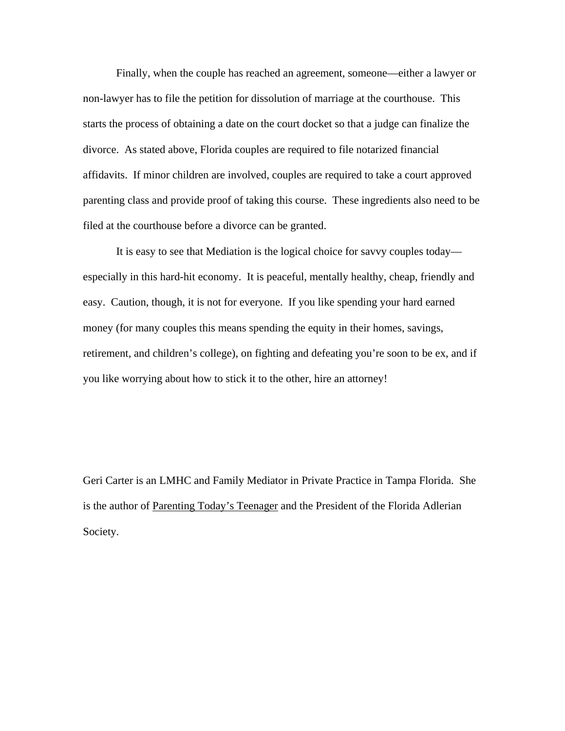Finally, when the couple has reached an agreement, someone—either a lawyer or non-lawyer has to file the petition for dissolution of marriage at the courthouse. This starts the process of obtaining a date on the court docket so that a judge can finalize the divorce. As stated above, Florida couples are required to file notarized financial affidavits. If minor children are involved, couples are required to take a court approved parenting class and provide proof of taking this course. These ingredients also need to be filed at the courthouse before a divorce can be granted.

It is easy to see that Mediation is the logical choice for savvy couples today—especially in this hard-hit economy. It is peaceful, mentally healthy, cheap, friendly and easy. Caution, though, it is not for everyone. If you like spending your hard earned money (for many couples this means spending the equity in their homes, savings, retirement, and children's college), on fighting and defeating you're soon to be ex, and if you like worrying about how to stick it to the other, hire an attorney!

Geri Carter is an LMHC and Family Mediator in Private Practice in Tampa Florida. She is the author of <u>Parenting Today's Teenager</u> and the President of the Florida Adlerian Society.